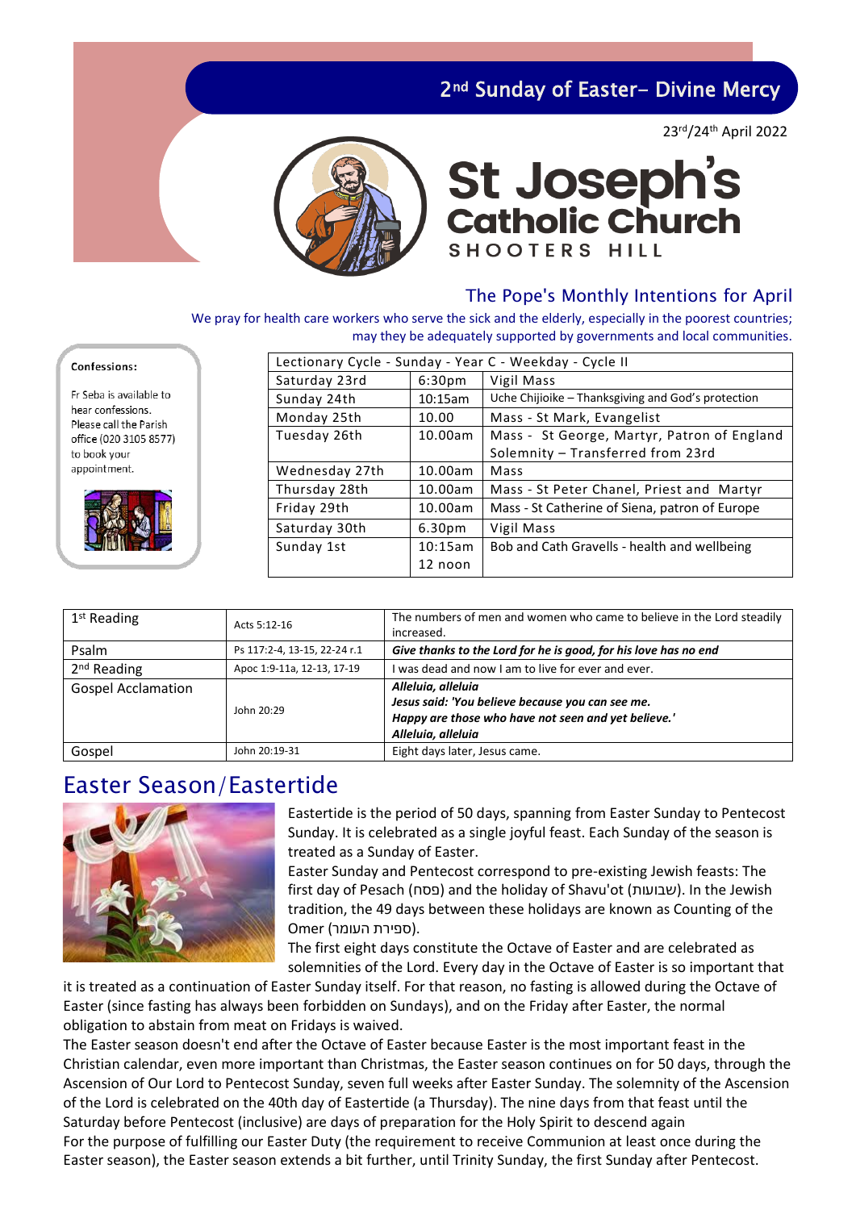# 2nd Sunday of Easter– Divine Mercy

23rd/24th April 2022

# St Joseph's Catholic Church

SHOOTERS HILL

## The Pope's Monthly Intentions for April

We pray for health care workers who serve the sick and the elderly, especially in the poorest countries; may they be adequately supported by governments and local communities.

**Confessions:**

Fr Seba is available to hear confessions. Please call the Parish office (020 3105 8577) to book your appointment.

| Lectionary Cycle - Sunday - Year C - Weekday - Cycle II | | |
|---|---|---|
| Saturday 23rd | 6:30pm | Vigil Mass |
| Sunday 24th | 10:15am | Uche Chijioike – Thanksgiving and God's protection |
| Monday 25th | 10.00 | Mass - St Mark, Evangelist |
| Tuesday 26th | 10.00am | Mass - St George, Martyr, Patron of England Solemnity – Transferred from 23rd |
| Wednesday 27th | 10.00am | Mass |
| Thursday 28th | 10.00am | Mass - St Peter Chanel, Priest and Martyr |
| Friday 29th | 10.00am | Mass - St Catherine of Siena, patron of Europe |
| Saturday 30th | 6.30pm | Vigil Mass |
| Sunday 1st | 10:15am 12 noon | Bob and Cath Gravells - health and wellbeing |

| | | |
|---|---|---|
| 1st Reading | Acts 5:12-16 | The numbers of men and women who came to believe in the Lord steadily increased. |
| Psalm | Ps 117:2-4, 13-15, 22-24 r.1 | ***Give thanks to the Lord for he is good, for his love has no end*** |
| 2nd Reading | Apoc 1:9-11a, 12-13, 17-19 | I was dead and now I am to live for ever and ever. |
| Gospel Acclamation | John 20:29 | ***Alleluia, alleluia*** ***Jesus said: 'You believe because you can see me.*** ***Happy are those who have not seen and yet believe.'*** ***Alleluia, alleluia*** |
| Gospel | John 20:19-31 | Eight days later, Jesus came. |

## Easter Season/Eastertide

Eastertide is the period of 50 days, spanning from Easter Sunday to Pentecost Sunday. It is celebrated as a single joyful feast. Each Sunday of the season is treated as a Sunday of Easter.

Easter Sunday and Pentecost correspond to pre-existing Jewish feasts: The first day of Pesach (פסח) and the holiday of Shavu'ot (שבועות). In the Jewish tradition, the 49 days between these holidays are known as Counting of the Omer (ספירת העומר).

The first eight days constitute the Octave of Easter and are celebrated as solemnities of the Lord. Every day in the Octave of Easter is so important that it is treated as a continuation of Easter Sunday itself. For that reason, no fasting is allowed during the Octave of Easter (since fasting has always been forbidden on Sundays), and on the Friday after Easter, the normal obligation to abstain from meat on Fridays is waived.

The Easter season doesn't end after the Octave of Easter because Easter is the most important feast in the Christian calendar, even more important than Christmas, the Easter season continues on for 50 days, through the Ascension of Our Lord to Pentecost Sunday, seven full weeks after Easter Sunday. The solemnity of the Ascension of the Lord is celebrated on the 40th day of Eastertide (a Thursday). The nine days from that feast until the Saturday before Pentecost (inclusive) are days of preparation for the Holy Spirit to descend again

For the purpose of fulfilling our Easter Duty (the requirement to receive Communion at least once during the Easter season), the Easter season extends a bit further, until Trinity Sunday, the first Sunday after Pentecost.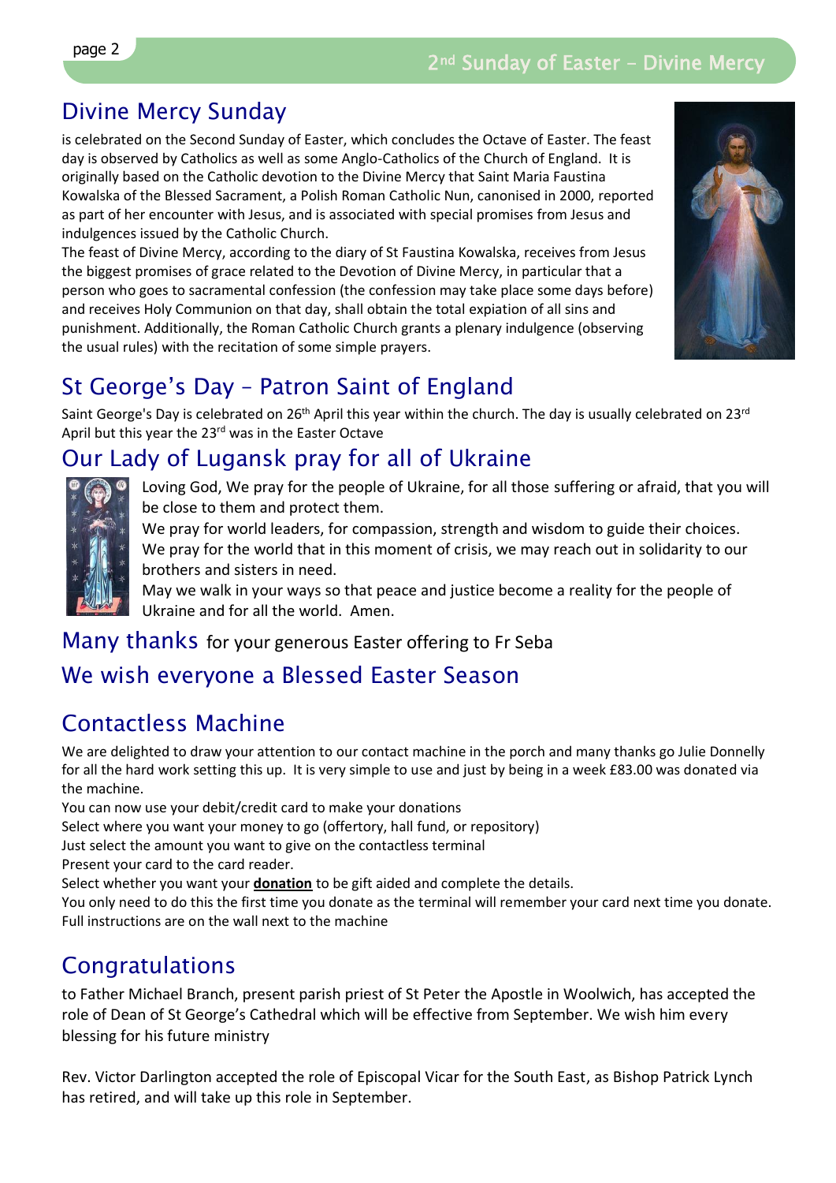## Divine Mercy Sunday

is celebrated on the Second Sunday of Easter, which concludes the Octave of Easter. The feast day is observed by Catholics as well as some Anglo-Catholics of the Church of England. It is originally based on the Catholic devotion to the Divine Mercy that Saint Maria Faustina Kowalska of the Blessed Sacrament, a Polish Roman Catholic Nun, canonised in 2000, reported as part of her encounter with Jesus, and is associated with special promises from Jesus and indulgences issued by the Catholic Church.

The feast of Divine Mercy, according to the diary of St Faustina Kowalska, receives from Jesus the biggest promises of grace related to the Devotion of Divine Mercy, in particular that a person who goes to sacramental confession (the confession may take place some days before) and receives Holy Communion on that day, shall obtain the total expiation of all sins and punishment. Additionally, the Roman Catholic Church grants a plenary indulgence (observing the usual rules) with the recitation of some simple prayers.

## St George's Day – Patron Saint of England

Saint George's Day is celebrated on 26th April this year within the church. The day is usually celebrated on 23rd April but this year the 23rd was in the Easter Octave

## Our Lady of Lugansk pray for all of Ukraine

Loving God, We pray for the people of Ukraine, for all those suffering or afraid, that you will be close to them and protect them.

We pray for world leaders, for compassion, strength and wisdom to guide their choices.

We pray for the world that in this moment of crisis, we may reach out in solidarity to our brothers and sisters in need.

May we walk in your ways so that peace and justice become a reality for the people of Ukraine and for all the world. Amen.

## Many thanks for your generous Easter offering to Fr Seba

## We wish everyone a Blessed Easter Season

## Contactless Machine

We are delighted to draw your attention to our contact machine in the porch and many thanks go Julie Donnelly for all the hard work setting this up. It is very simple to use and just by being in a week £83.00 was donated via the machine.

You can now use your debit/credit card to make your donations

Select where you want your money to go (offertory, hall fund, or repository)

Just select the amount you want to give on the contactless terminal

Present your card to the card reader.

Select whether you want your **donation** to be gift aided and complete the details.

You only need to do this the first time you donate as the terminal will remember your card next time you donate.

Full instructions are on the wall next to the machine

## Congratulations

to Father Michael Branch, present parish priest of St Peter the Apostle in Woolwich, has accepted the role of Dean of St George's Cathedral which will be effective from September. We wish him every blessing for his future ministry

Rev. Victor Darlington accepted the role of Episcopal Vicar for the South East, as Bishop Patrick Lynch has retired, and will take up this role in September.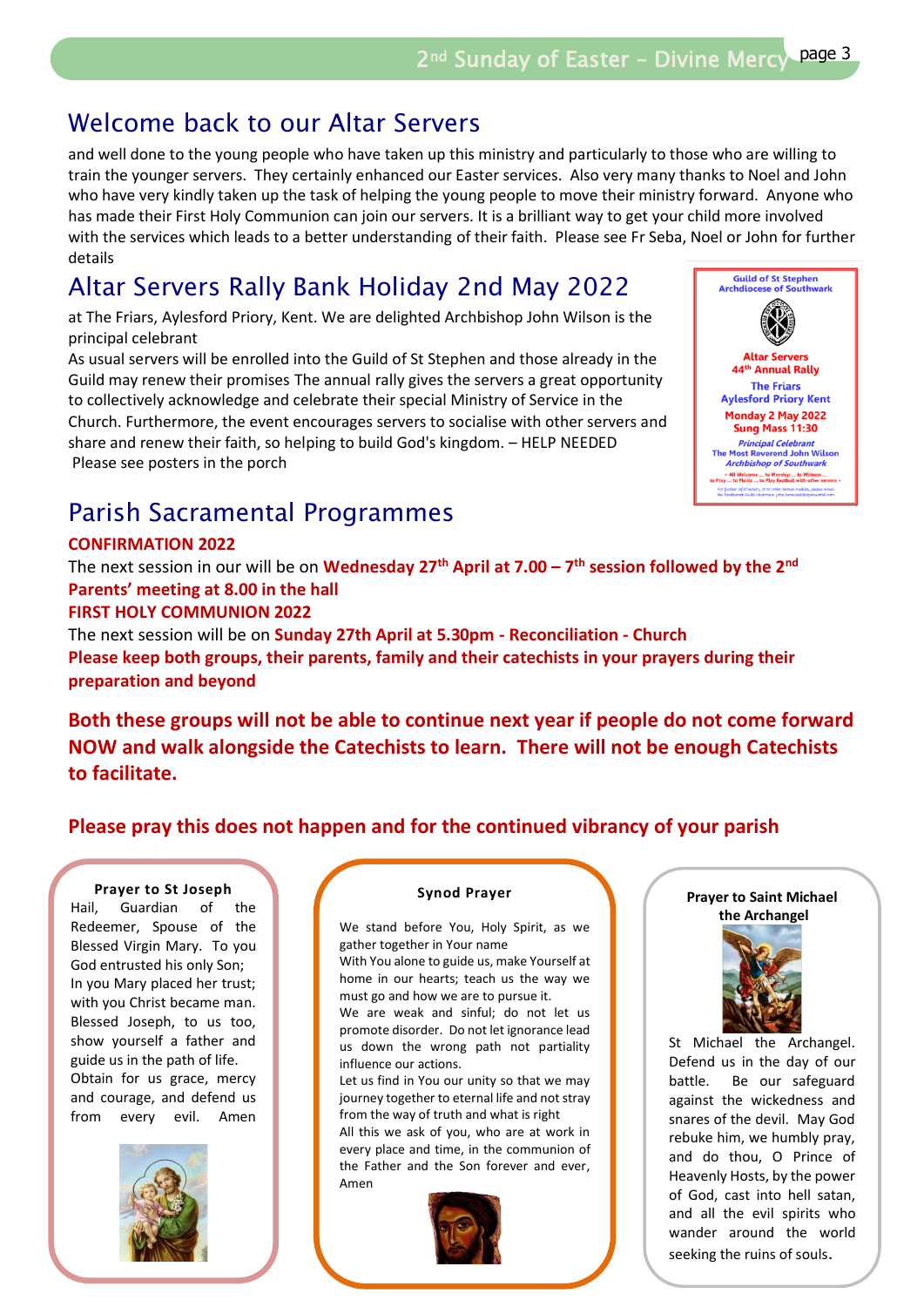## Welcome back to our Altar Servers

and well done to the young people who have taken up this ministry and particularly to those who are willing to train the younger servers. They certainly enhanced our Easter services. Also very many thanks to Noel and John who have very kindly taken up the task of helping the young people to move their ministry forward. Anyone who has made their First Holy Communion can join our servers. It is a brilliant way to get your child more involved with the services which leads to a better understanding of their faith. Please see Fr Seba, Noel or John for further details

## Altar Servers Rally Bank Holiday 2nd May 2022

at The Friars, Aylesford Priory, Kent. We are delighted Archbishop John Wilson is the principal celebrant

As usual servers will be enrolled into the Guild of St Stephen and those already in the Guild may renew their promises The annual rally gives the servers a great opportunity to collectively acknowledge and celebrate their special Ministry of Service in the Church. Furthermore, the event encourages servers to socialise with other servers and share and renew their faith, so helping to build God's kingdom. – HELP NEEDED

Please see posters in the porch

Guild of St Stephen
Archdiocese of Southwark

Altar Servers
44th Annual Rally

The Friars
Aylesford Priory Kent

Monday 2 May 2022
Sung Mass 11:30

*Principal Celebrant*
The Most Reverend John Wilson
*Archbishop of Southwark*

## Parish Sacramental Programmes

**CONFIRMATION 2022**

The next session in our will be on **Wednesday 27th April at 7.00 – 7th session followed by the 2nd Parents' meeting at 8.00 in the hall**

**FIRST HOLY COMMUNION 2022**

The next session will be on **Sunday 27th April at 5.30pm - Reconciliation - Church**

**Please keep both groups, their parents, family and their catechists in your prayers during their preparation and beyond**

**Both these groups will not be able to continue next year if people do not come forward NOW and walk alongside the Catechists to learn. There will not be enough Catechists to facilitate.**

**Please pray this does not happen and for the continued vibrancy of your parish**

**Prayer to St Joseph**

Hail, Guardian of the Redeemer, Spouse of the Blessed Virgin Mary. To you God entrusted his only Son; In you Mary placed her trust; with you Christ became man. Blessed Joseph, to us too, show yourself a father and guide us in the path of life. Obtain for us grace, mercy and courage, and defend us from every evil. Amen

**Synod Prayer**

We stand before You, Holy Spirit, as we gather together in Your name
With You alone to guide us, make Yourself at home in our hearts; teach us the way we must go and how we are to pursue it.
We are weak and sinful; do not let us promote disorder. Do not let ignorance lead us down the wrong path not partiality influence our actions.
Let us find in You our unity so that we may journey together to eternal life and not stray from the way of truth and what is right
All this we ask of you, who are at work in every place and time, in the communion of the Father and the Son forever and ever, Amen

**Prayer to Saint Michael the Archangel**

St Michael the Archangel. Defend us in the day of our battle. Be our safeguard against the wickedness and snares of the devil. May God rebuke him, we humbly pray, and do thou, O Prince of Heavenly Hosts, by the power of God, cast into hell satan, and all the evil spirits who wander around the world seeking the ruins of souls.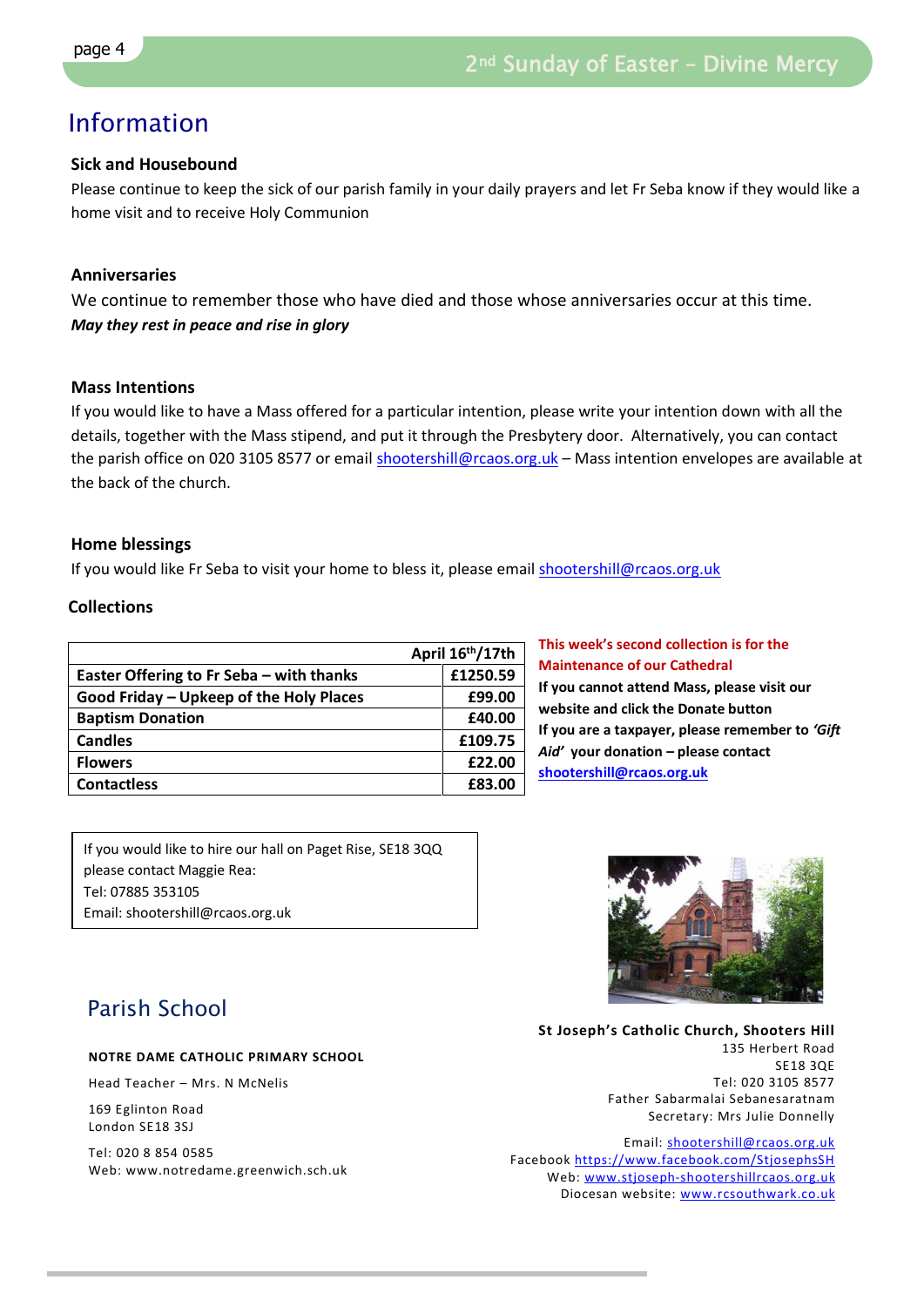# Information

### Sick and Housebound

Please continue to keep the sick of our parish family in your daily prayers and let Fr Seba know if they would like a home visit and to receive Holy Communion

### Anniversaries

We continue to remember those who have died and those whose anniversaries occur at this time.

***May they rest in peace and rise in glory***

### Mass Intentions

If you would like to have a Mass offered for a particular intention, please write your intention down with all the details, together with the Mass stipend, and put it through the Presbytery door. Alternatively, you can contact the parish office on 020 3105 8577 or email shootershill@rcaos.org.uk – Mass intention envelopes are available at the back of the church.

### Home blessings

If you would like Fr Seba to visit your home to bless it, please email shootershill@rcaos.org.uk

### Collections

| | April 16th/17th |
|---|---|
| **Easter Offering to Fr Seba – with thanks** | **£1250.59** |
| **Good Friday – Upkeep of the Holy Places** | **£99.00** |
| **Baptism Donation** | **£40.00** |
| **Candles** | **£109.75** |
| **Flowers** | **£22.00** |
| **Contactless** | **£83.00** |

**This week's second collection is for the Maintenance of our Cathedral**

**If you cannot attend Mass, please visit our website and click the Donate button**

**If you are a taxpayer, please remember to *'Gift Aid'* your donation – please contact shootershill@rcaos.org.uk**

If you would like to hire our hall on Paget Rise, SE18 3QQ please contact Maggie Rea:
Tel: 07885 353105
Email: shootershill@rcaos.org.uk

## Parish School

**NOTRE DAME CATHOLIC PRIMARY SCHOOL**

Head Teacher – Mrs. N McNelis

169 Eglinton Road
London SE18 3SJ

Tel: 020 8 854 0585
Web: www.notredame.greenwich.sch.uk

**St Joseph's Catholic Church, Shooters Hill**
135 Herbert Road
SE18 3QE
Tel: 020 3105 8577
Father Sabarmalai Sebanesaratnam
Secretary: Mrs Julie Donnelly

Email: shootershill@rcaos.org.uk
Facebook https://www.facebook.com/StjosephsSH
Web: www.stjoseph-shootershillrcaos.org.uk
Diocesan website: www.rcsouthwark.co.uk